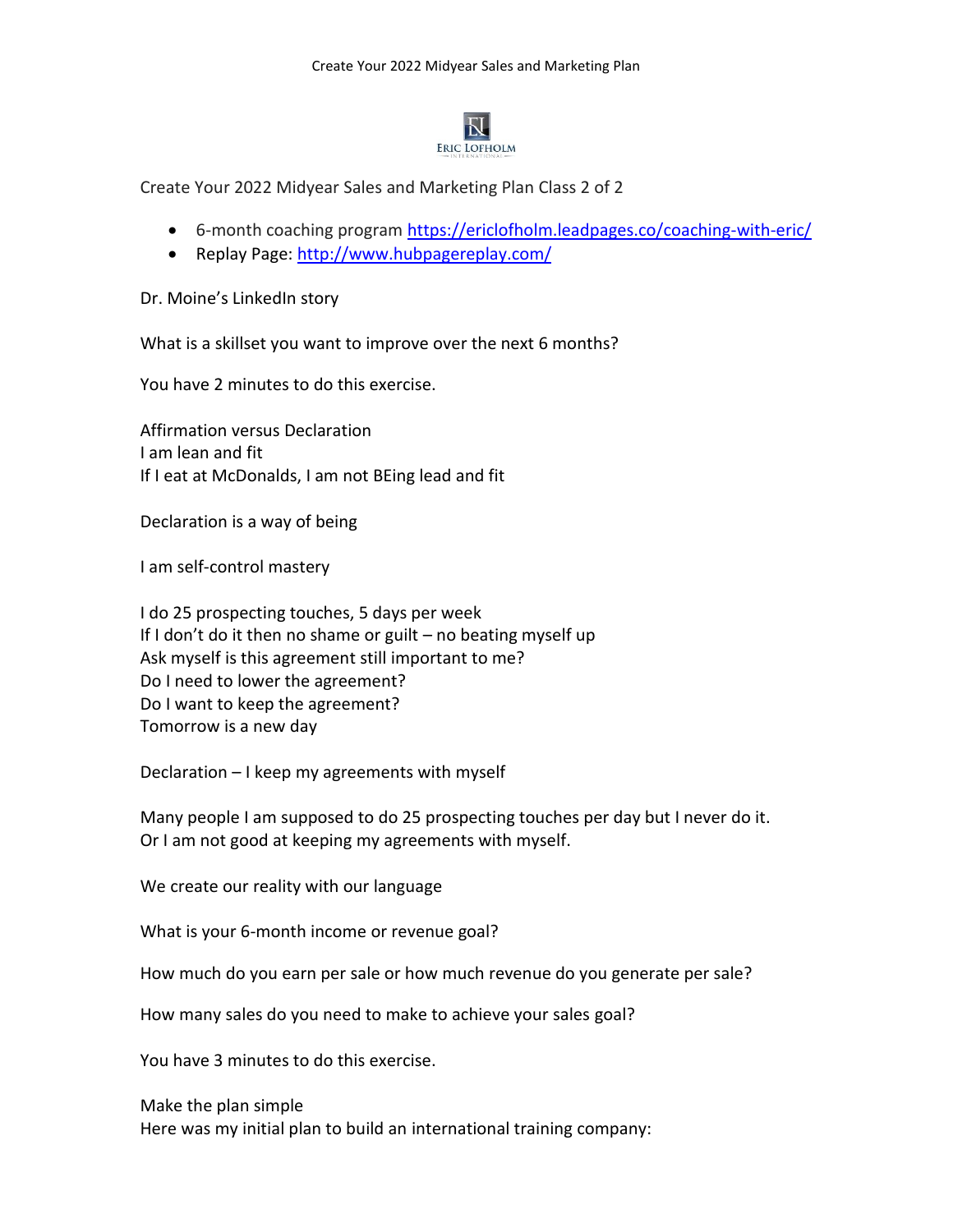Create Your 2022 Midyear Sales and Marketing Plan Class 2 of 2

- 6-month coaching program https://ericlofholm.leadpages.co/coaching-with-eric/
- Replay Page: http://www.hubpagereplay.com/

Dr. Moine's LinkedIn story

What is a skillset you want to improve over the next 6 months?

You have 2 minutes to do this exercise.

Affirmation versus Declaration
I am lean and fit
If I eat at McDonalds, I am not BEing lead and fit

Declaration is a way of being

I am self-control mastery

I do 25 prospecting touches, 5 days per week
If I don't do it then no shame or guilt – no beating myself up
Ask myself is this agreement still important to me?
Do I need to lower the agreement?
Do I want to keep the agreement?
Tomorrow is a new day

Declaration – I keep my agreements with myself

Many people I am supposed to do 25 prospecting touches per day but I never do it.
Or I am not good at keeping my agreements with myself.

We create our reality with our language

What is your 6-month income or revenue goal?

How much do you earn per sale or how much revenue do you generate per sale?

How many sales do you need to make to achieve your sales goal?

You have 3 minutes to do this exercise.

Make the plan simple
Here was my initial plan to build an international training company: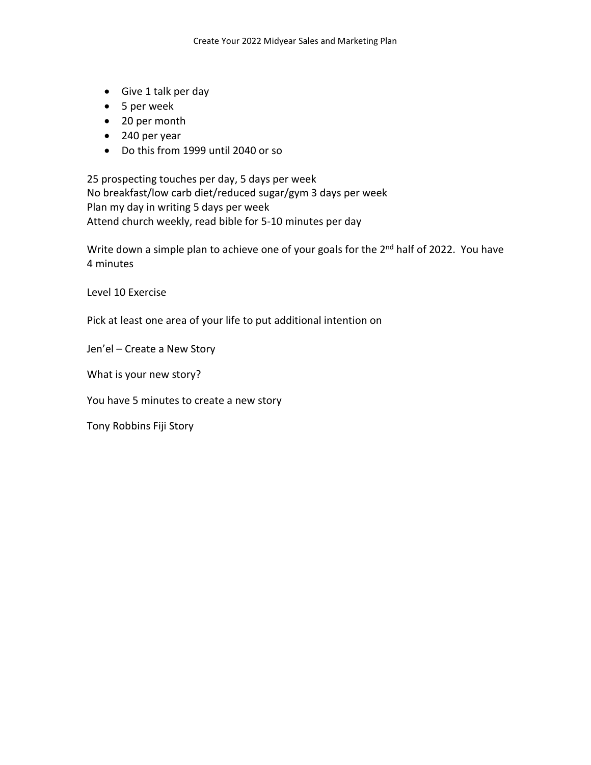- Give 1 talk per day
- 5 per week
- 20 per month
- 240 per year
- Do this from 1999 until 2040 or so

25 prospecting touches per day, 5 days per week
No breakfast/low carb diet/reduced sugar/gym 3 days per week
Plan my day in writing 5 days per week
Attend church weekly, read bible for 5-10 minutes per day

Write down a simple plan to achieve one of your goals for the 2nd half of 2022. You have 4 minutes

Level 10 Exercise

Pick at least one area of your life to put additional intention on

Jen'el – Create a New Story

What is your new story?

You have 5 minutes to create a new story

Tony Robbins Fiji Story